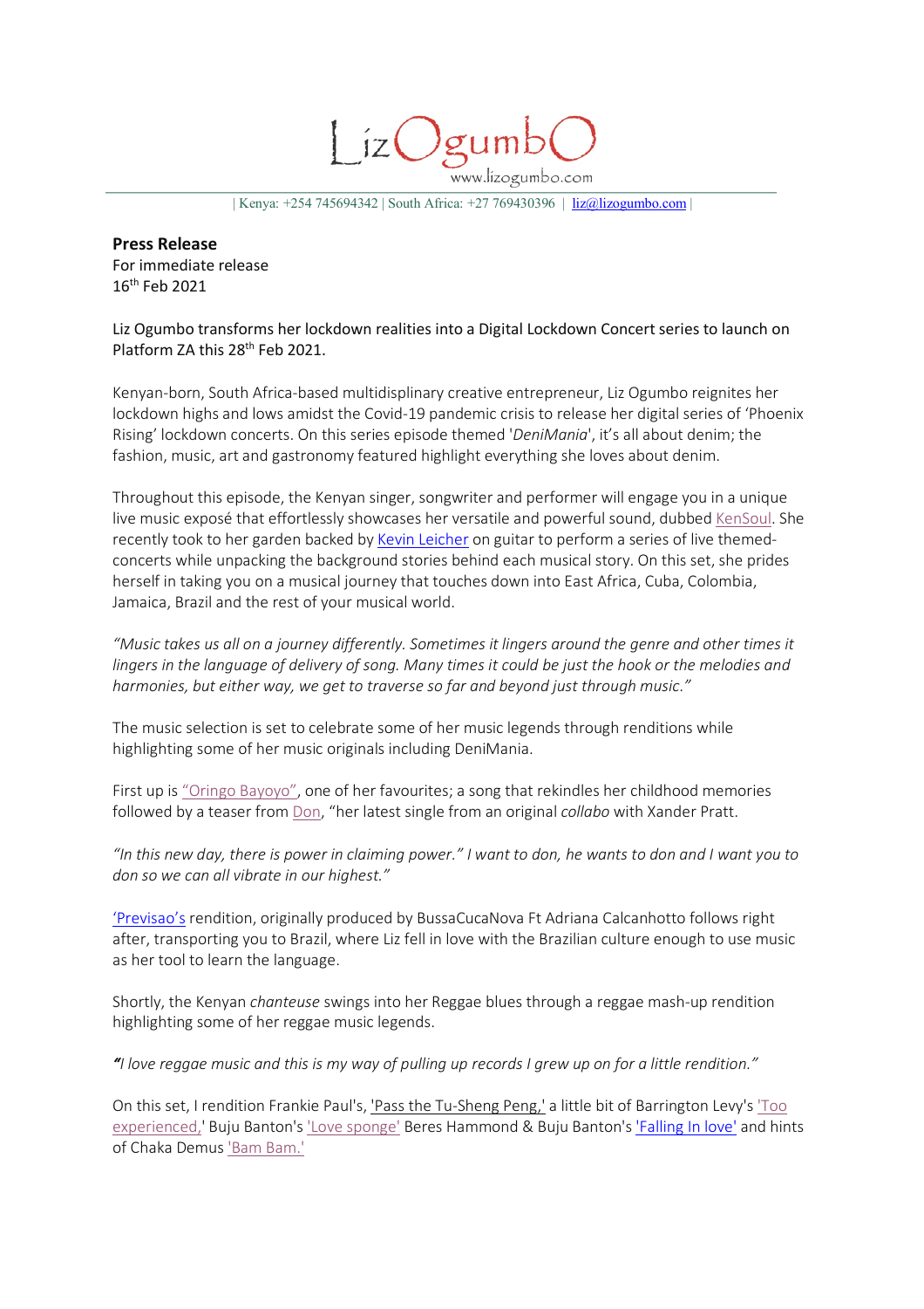# LizOgumbO

www.lizogumbo.com

| Kenya: +254 745694342 | South Africa: +27 769430396 | liz@lizogumbo.com |

**Press Release**
For immediate release
16th Feb 2021

Liz Ogumbo transforms her lockdown realities into a Digital Lockdown Concert series to launch on Platform ZA this 28th Feb 2021.

Kenyan-born, South Africa-based multidisplinary creative entrepreneur, Liz Ogumbo reignites her lockdown highs and lows amidst the Covid-19 pandemic crisis to release her digital series of 'Phoenix Rising' lockdown concerts. On this series episode themed '*DeniMania*', it's all about denim; the fashion, music, art and gastronomy featured highlight everything she loves about denim.

Throughout this episode, the Kenyan singer, songwriter and performer will engage you in a unique live music exposé that effortlessly showcases her versatile and powerful sound, dubbed KenSoul. She recently took to her garden backed by Kevin Leicher on guitar to perform a series of live themed-concerts while unpacking the background stories behind each musical story. On this set, she prides herself in taking you on a musical journey that touches down into East Africa, Cuba, Colombia, Jamaica, Brazil and the rest of your musical world.

*"Music takes us all on a journey differently. Sometimes it lingers around the genre and other times it lingers in the language of delivery of song. Many times it could be just the hook or the melodies and harmonies, but either way, we get to traverse so far and beyond just through music."*

The music selection is set to celebrate some of her music legends through renditions while highlighting some of her music originals including DeniMania.

First up is "Oringo Bayoyo", one of her favourites; a song that rekindles her childhood memories followed by a teaser from Don, "her latest single from an original *collabo* with Xander Pratt.

*"In this new day, there is power in claiming power." I want to don, he wants to don and I want you to don so we can all vibrate in our highest."*

'Previsao's rendition, originally produced by BussaCucaNova Ft Adriana Calcanhotto follows right after, transporting you to Brazil, where Liz fell in love with the Brazilian culture enough to use music as her tool to learn the language.

Shortly, the Kenyan *chanteuse* swings into her Reggae blues through a reggae mash-up rendition highlighting some of her reggae music legends.

***"****I love reggae music and this is my way of pulling up records I grew up on for a little rendition."*

On this set, I rendition Frankie Paul's, 'Pass the Tu-Sheng Peng,' a little bit of Barrington Levy's 'Too experienced,' Buju Banton's 'Love sponge' Beres Hammond & Buju Banton's 'Falling In love' and hints of Chaka Demus 'Bam Bam.'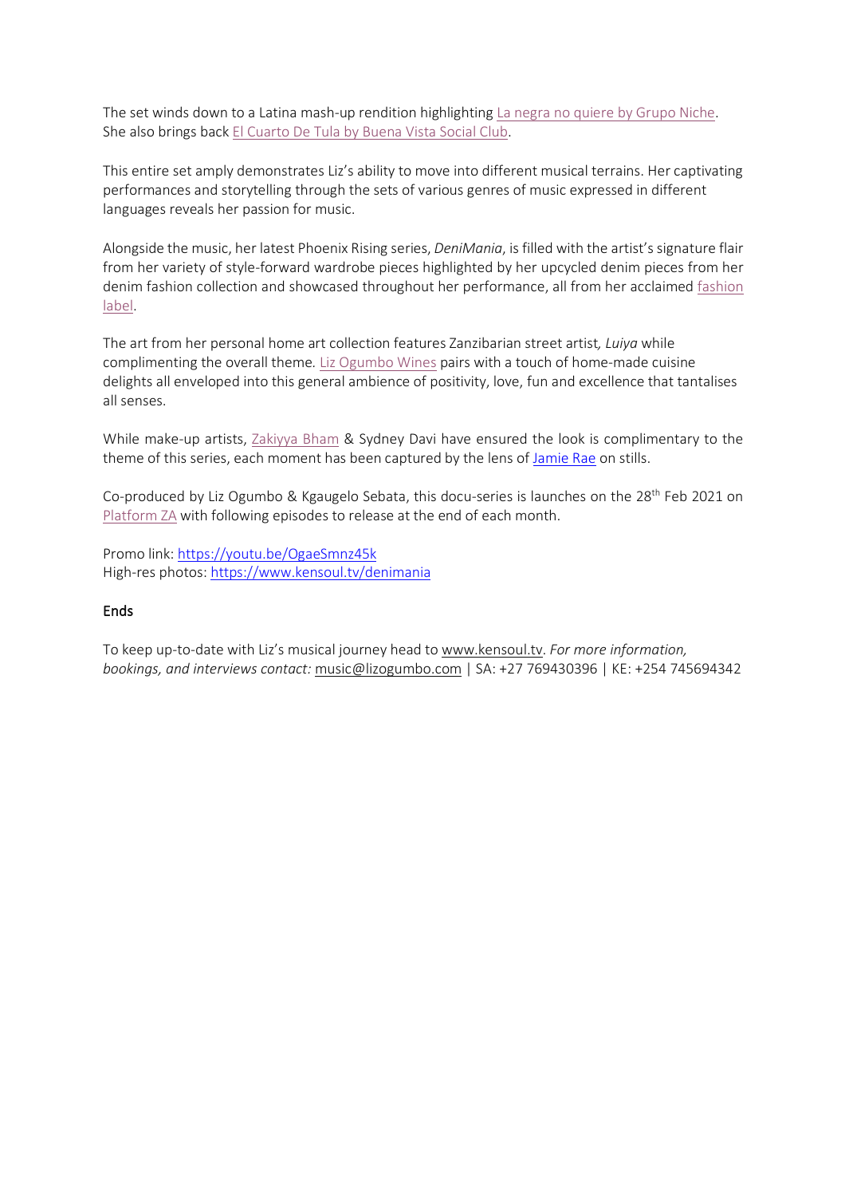The set winds down to a Latina mash-up rendition highlighting La negra no quiere by Grupo Niche. She also brings back El Cuarto De Tula by Buena Vista Social Club.

This entire set amply demonstrates Liz's ability to move into different musical terrains. Her captivating performances and storytelling through the sets of various genres of music expressed in different languages reveals her passion for music.

Alongside the music, her latest Phoenix Rising series, *DeniMania*, is filled with the artist's signature flair from her variety of style-forward wardrobe pieces highlighted by her upcycled denim pieces from her denim fashion collection and showcased throughout her performance, all from her acclaimed fashion label.

The art from her personal home art collection features Zanzibarian street artist*, Luiya* while complimenting the overall theme*.* Liz Ogumbo Wines pairs with a touch of home-made cuisine delights all enveloped into this general ambience of positivity, love, fun and excellence that tantalises all senses.

While make-up artists, Zakiyya Bham & Sydney Davi have ensured the look is complimentary to the theme of this series, each moment has been captured by the lens of Jamie Rae on stills.

Co-produced by Liz Ogumbo & Kgaugelo Sebata, this docu-series is launches on the 28th Feb 2021 on Platform ZA with following episodes to release at the end of each month.

Promo link: https://youtu.be/OgaeSmnz45k
High-res photos: https://www.kensoul.tv/denimania

**Ends**

To keep up-to-date with Liz's musical journey head to www.kensoul.tv. *For more information, bookings, and interviews contact:* music@lizogumbo.com | SA: +27 769430396 | KE: +254 745694342